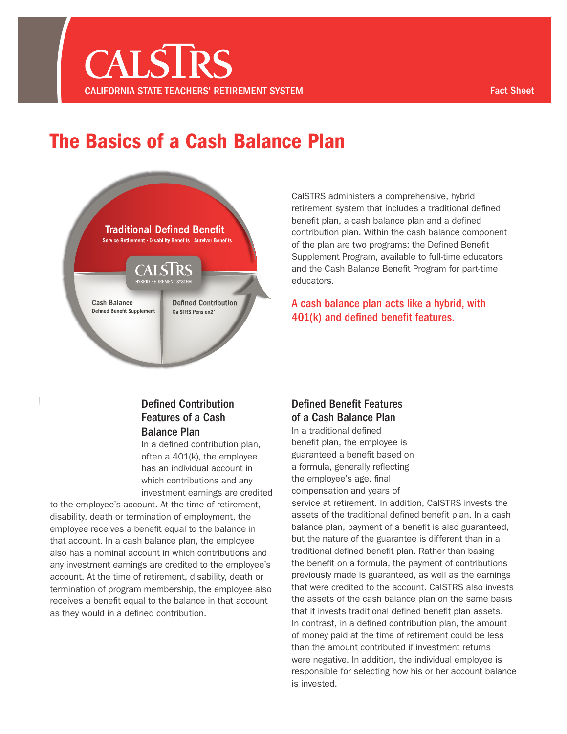CALSTRS

CALIFORNIA STATE TEACHERS' RETIREMENT SYSTEM

Fact Sheet

# The Basics of a Cash Balance Plan

Traditional Defined Benefit
Service Retirement · Disability Benefits · Survivor Benefits

CALSTRS
HYBRID RETIREMENT SYSTEM

Cash Balance
Defined Benefit Supplement

Defined Contribution
CalSTRS Pension2®

CalSTRS administers a comprehensive, hybrid retirement system that includes a traditional defined benefit plan, a cash balance plan and a defined contribution plan. Within the cash balance component of the plan are two programs: the Defined Benefit Supplement Program, available to full-time educators and the Cash Balance Benefit Program for part-time educators.

**A cash balance plan acts like a hybrid, with 401(k) and defined benefit features.**

## Defined Contribution Features of a Cash Balance Plan

In a defined contribution plan, often a 401(k), the employee has an individual account in which contributions and any investment earnings are credited to the employee's account. At the time of retirement, disability, death or termination of employment, the employee receives a benefit equal to the balance in that account. In a cash balance plan, the employee also has a nominal account in which contributions and any investment earnings are credited to the employee's account. At the time of retirement, disability, death or termination of program membership, the employee also receives a benefit equal to the balance in that account as they would in a defined contribution.

## Defined Benefit Features of a Cash Balance Plan

In a traditional defined benefit plan, the employee is guaranteed a benefit based on a formula, generally reflecting the employee's age, final compensation and years of service at retirement. In addition, CalSTRS invests the assets of the traditional defined benefit plan. In a cash balance plan, payment of a benefit is also guaranteed, but the nature of the guarantee is different than in a traditional defined benefit plan. Rather than basing the benefit on a formula, the payment of contributions previously made is guaranteed, as well as the earnings that were credited to the account. CalSTRS also invests the assets of the cash balance plan on the same basis that it invests traditional defined benefit plan assets. In contrast, in a defined contribution plan, the amount of money paid at the time of retirement could be less than the amount contributed if investment returns were negative. In addition, the individual employee is responsible for selecting how his or her account balance is invested.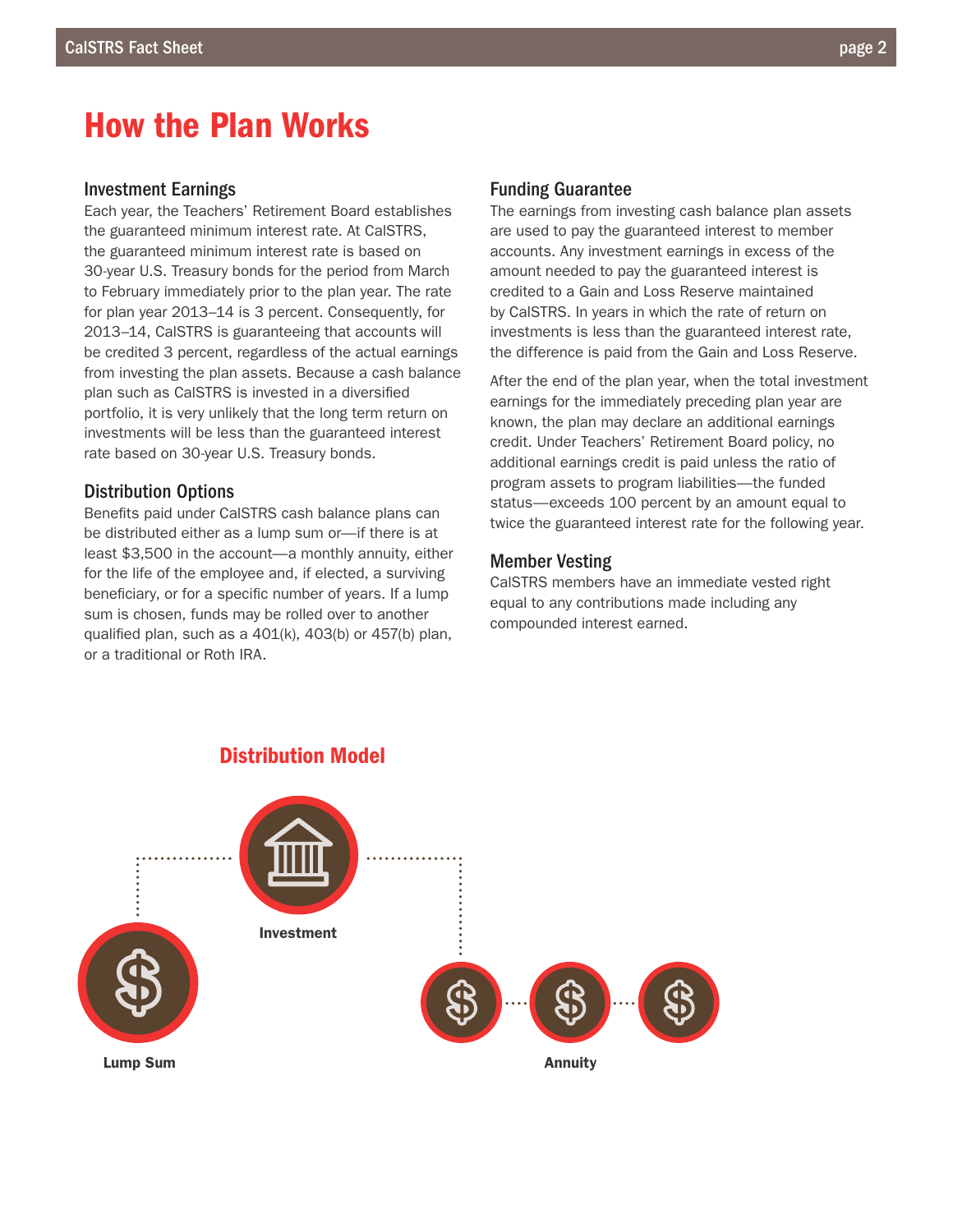# How the Plan Works

### Investment Earnings

Each year, the Teachers' Retirement Board establishes the guaranteed minimum interest rate. At CalSTRS, the guaranteed minimum interest rate is based on 30-year U.S. Treasury bonds for the period from March to February immediately prior to the plan year. The rate for plan year 2013–14 is 3 percent. Consequently, for 2013–14, CalSTRS is guaranteeing that accounts will be credited 3 percent, regardless of the actual earnings from investing the plan assets. Because a cash balance plan such as CalSTRS is invested in a diversified portfolio, it is very unlikely that the long term return on investments will be less than the guaranteed interest rate based on 30-year U.S. Treasury bonds.

### Distribution Options

Benefits paid under CalSTRS cash balance plans can be distributed either as a lump sum or—if there is at least $3,500 in the account—a monthly annuity, either for the life of the employee and, if elected, a surviving beneficiary, or for a specific number of years. If a lump sum is chosen, funds may be rolled over to another qualified plan, such as a 401(k), 403(b) or 457(b) plan, or a traditional or Roth IRA.

### Funding Guarantee

The earnings from investing cash balance plan assets are used to pay the guaranteed interest to member accounts. Any investment earnings in excess of the amount needed to pay the guaranteed interest is credited to a Gain and Loss Reserve maintained by CalSTRS. In years in which the rate of return on investments is less than the guaranteed interest rate, the difference is paid from the Gain and Loss Reserve.

After the end of the plan year, when the total investment earnings for the immediately preceding plan year are known, the plan may declare an additional earnings credit. Under Teachers' Retirement Board policy, no additional earnings credit is paid unless the ratio of program assets to program liabilities—the funded status—exceeds 100 percent by an amount equal to twice the guaranteed interest rate for the following year.

### Member Vesting

CalSTRS members have an immediate vested right equal to any contributions made including any compounded interest earned.

## Distribution Model

Investment

Lump Sum

Annuity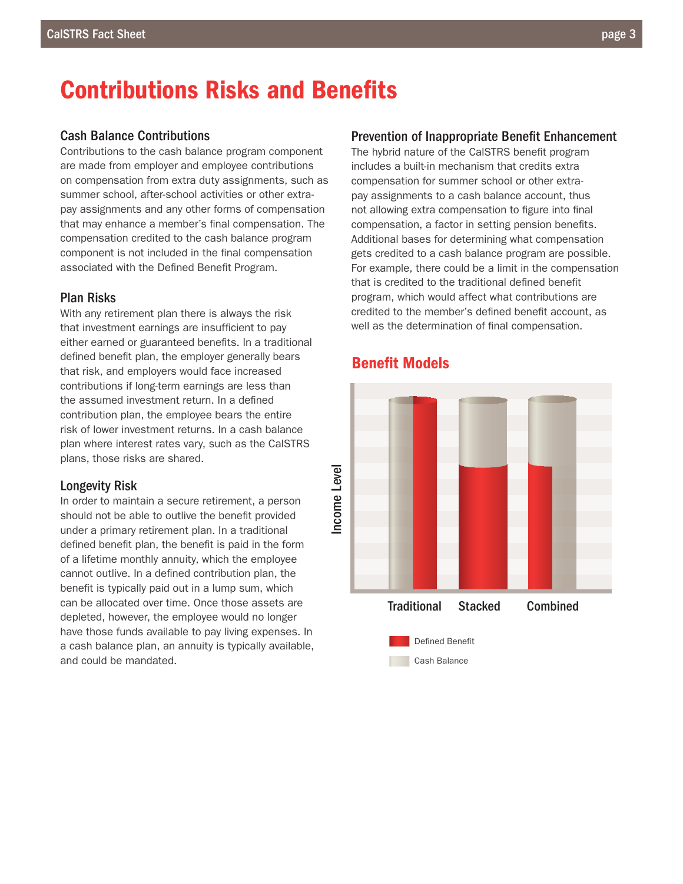# Contributions Risks and Benefits

### Cash Balance Contributions

Contributions to the cash balance program component are made from employer and employee contributions on compensation from extra duty assignments, such as summer school, after-school activities or other extra-pay assignments and any other forms of compensation that may enhance a member's final compensation. The compensation credited to the cash balance program component is not included in the final compensation associated with the Defined Benefit Program.

### Plan Risks

With any retirement plan there is always the risk that investment earnings are insufficient to pay either earned or guaranteed benefits. In a traditional defined benefit plan, the employer generally bears that risk, and employers would face increased contributions if long-term earnings are less than the assumed investment return. In a defined contribution plan, the employee bears the entire risk of lower investment returns. In a cash balance plan where interest rates vary, such as the CalSTRS plans, those risks are shared.

### Longevity Risk

In order to maintain a secure retirement, a person should not be able to outlive the benefit provided under a primary retirement plan. In a traditional defined benefit plan, the benefit is paid in the form of a lifetime monthly annuity, which the employee cannot outlive. In a defined contribution plan, the benefit is typically paid out in a lump sum, which can be allocated over time. Once those assets are depleted, however, the employee would no longer have those funds available to pay living expenses. In a cash balance plan, an annuity is typically available, and could be mandated.

### Prevention of Inappropriate Benefit Enhancement

The hybrid nature of the CalSTRS benefit program includes a built-in mechanism that credits extra compensation for summer school or other extra-pay assignments to a cash balance account, thus not allowing extra compensation to figure into final compensation, a factor in setting pension benefits. Additional bases for determining what compensation gets credited to a cash balance program are possible. For example, there could be a limit in the compensation that is credited to the traditional defined benefit program, which would affect what contributions are credited to the member's defined benefit account, as well as the determination of final compensation.

## Benefit Models

Income Level

Traditional Stacked Combined

Defined Benefit

Cash Balance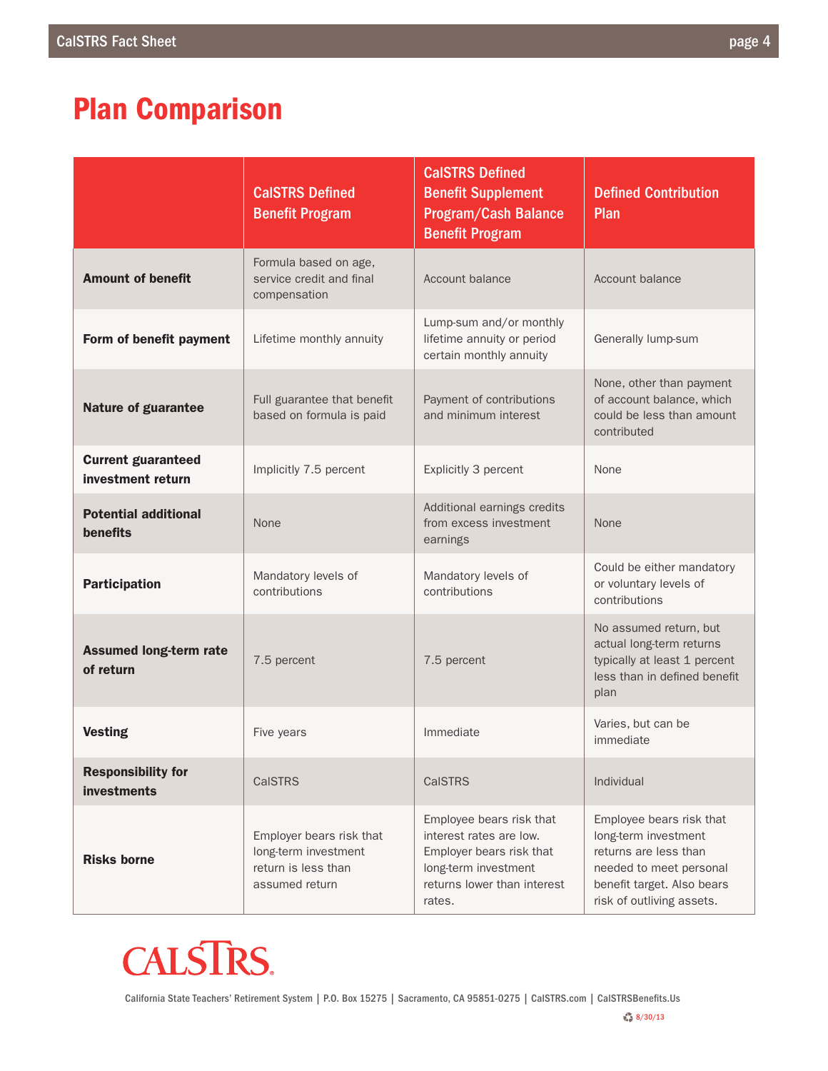# Plan Comparison

| | CalSTRS Defined Benefit Program | CalSTRS Defined Benefit Supplement Program/Cash Balance Benefit Program | Defined Contribution Plan |
|---|---|---|---|
| **Amount of benefit** | Formula based on age, service credit and final compensation | Account balance | Account balance |
| **Form of benefit payment** | Lifetime monthly annuity | Lump-sum and/or monthly lifetime annuity or period certain monthly annuity | Generally lump-sum |
| **Nature of guarantee** | Full guarantee that benefit based on formula is paid | Payment of contributions and minimum interest | None, other than payment of account balance, which could be less than amount contributed |
| **Current guaranteed investment return** | Implicitly 7.5 percent | Explicitly 3 percent | None |
| **Potential additional benefits** | None | Additional earnings credits from excess investment earnings | None |
| **Participation** | Mandatory levels of contributions | Mandatory levels of contributions | Could be either mandatory or voluntary levels of contributions |
| **Assumed long-term rate of return** | 7.5 percent | 7.5 percent | No assumed return, but actual long-term returns typically at least 1 percent less than in defined benefit plan |
| **Vesting** | Five years | Immediate | Varies, but can be immediate |
| **Responsibility for investments** | CalSTRS | CalSTRS | Individual |
| **Risks borne** | Employer bears risk that long-term investment return is less than assumed return | Employee bears risk that interest rates are low. Employer bears risk that long-term investment returns lower than interest rates. | Employee bears risk that long-term investment returns are less than needed to meet personal benefit target. Also bears risk of outliving assets. |

CALSTRS

California State Teachers' Retirement System | P.O. Box 15275 | Sacramento, CA 95851-0275 | CalSTRS.com | CalSTRSBenefits.Us

8/30/13